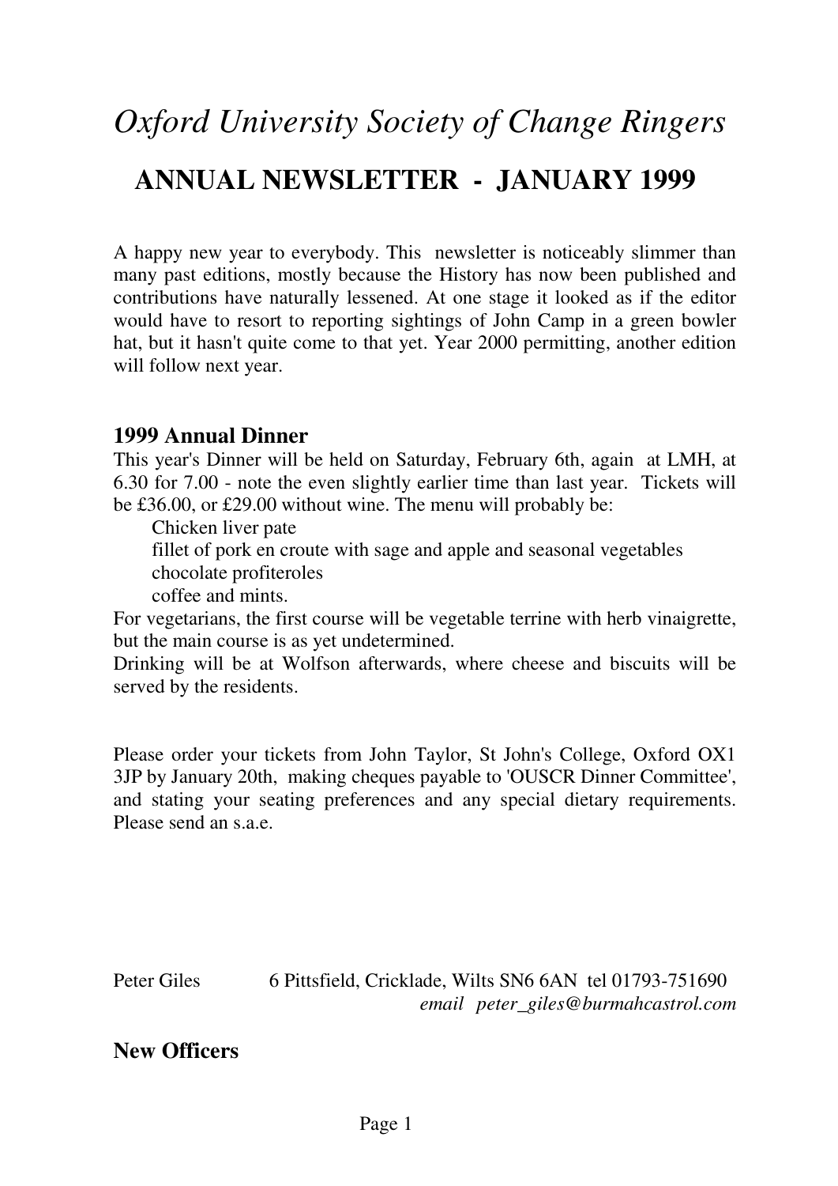# *Oxford University Society of Change Ringers*

## ANNUAL NEWSLETTER - JANUARY 1999

A happy new year to everybody. This newsletter is noticeably slimmer than many past editions, mostly because the History has now been published and contributions have naturally lessened. At one stage it looked as if the editor would have to resort to reporting sightings of John Camp in a green bowler hat, but it hasn't quite come to that yet. Year 2000 permitting, another edition will follow next year.

### 1999 Annual Dinner

This year's Dinner will be held on Saturday, February 6th, again at LMH, at 6.30 for 7.00 - note the even slightly earlier time than last year. Tickets will be £36.00, or £29.00 without wine. The menu will probably be:

Chicken liver pate
fillet of pork en croute with sage and apple and seasonal vegetables
chocolate profiteroles
coffee and mints.

For vegetarians, the first course will be vegetable terrine with herb vinaigrette, but the main course is as yet undetermined.

Drinking will be at Wolfson afterwards, where cheese and biscuits will be served by the residents.

Please order your tickets from John Taylor, St John's College, Oxford OX1 3JP by January 20th, making cheques payable to 'OUSCR Dinner Committee', and stating your seating preferences and any special dietary requirements. Please send an s.a.e.

Peter Giles 6 Pittsfield, Cricklade, Wilts SN6 6AN tel 01793-751690
*email peter_giles@burmahcastrol.com*

### New Officers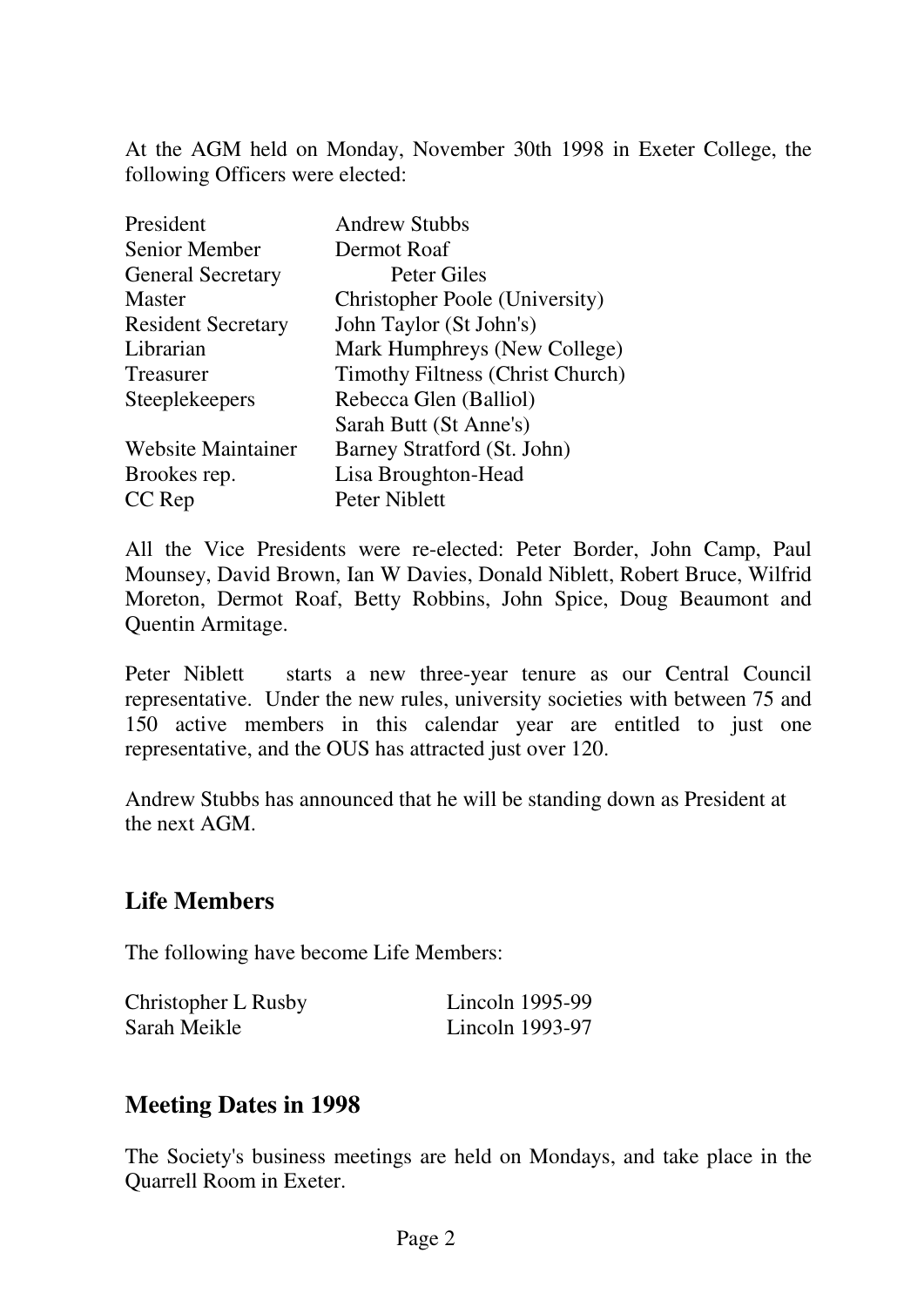At the AGM held on Monday, November 30th 1998 in Exeter College, the following Officers were elected:

| | |
|---|---|
| President | Andrew Stubbs |
| Senior Member | Dermot Roaf |
| General Secretary | Peter Giles |
| Master | Christopher Poole (University) |
| Resident Secretary | John Taylor (St John's) |
| Librarian | Mark Humphreys (New College) |
| Treasurer | Timothy Filtness (Christ Church) |
| Steeplekeepers | Rebecca Glen (Balliol) |
| | Sarah Butt (St Anne's) |
| Website Maintainer | Barney Stratford (St. John) |
| Brookes rep. | Lisa Broughton-Head |
| CC Rep | Peter Niblett |

All the Vice Presidents were re-elected: Peter Border, John Camp, Paul Mounsey, David Brown, Ian W Davies, Donald Niblett, Robert Bruce, Wilfrid Moreton, Dermot Roaf, Betty Robbins, John Spice, Doug Beaumont and Quentin Armitage.

Peter Niblett starts a new three-year tenure as our Central Council representative. Under the new rules, university societies with between 75 and 150 active members in this calendar year are entitled to just one representative, and the OUS has attracted just over 120.

Andrew Stubbs has announced that he will be standing down as President at the next AGM.

## Life Members

The following have become Life Members:

| | |
|---|---|
| Christopher L Rusby | Lincoln 1995-99 |
| Sarah Meikle | Lincoln 1993-97 |

## Meeting Dates in 1998

The Society's business meetings are held on Mondays, and take place in the Quarrell Room in Exeter.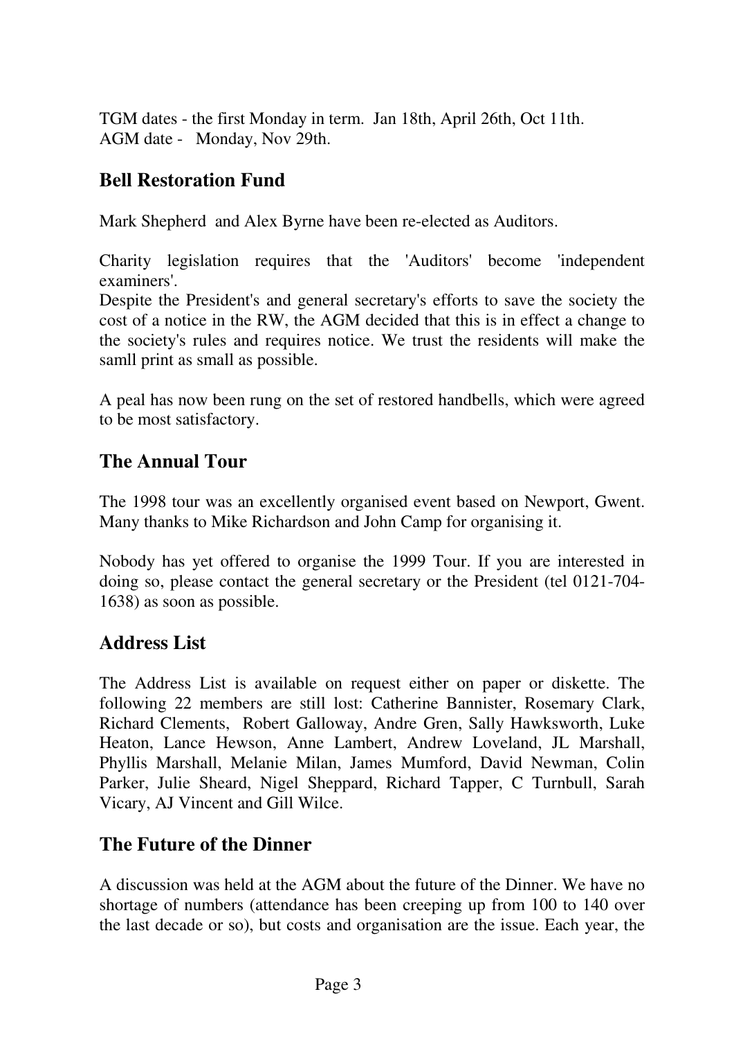TGM dates - the first Monday in term. Jan 18th, April 26th, Oct 11th.
AGM date - Monday, Nov 29th.

## Bell Restoration Fund

Mark Shepherd and Alex Byrne have been re-elected as Auditors.

Charity legislation requires that the 'Auditors' become 'independent examiners'.
Despite the President's and general secretary's efforts to save the society the cost of a notice in the RW, the AGM decided that this is in effect a change to the society's rules and requires notice. We trust the residents will make the samll print as small as possible.

A peal has now been rung on the set of restored handbells, which were agreed to be most satisfactory.

## The Annual Tour

The 1998 tour was an excellently organised event based on Newport, Gwent. Many thanks to Mike Richardson and John Camp for organising it.

Nobody has yet offered to organise the 1999 Tour. If you are interested in doing so, please contact the general secretary or the President (tel 0121-704-1638) as soon as possible.

## Address List

The Address List is available on request either on paper or diskette. The following 22 members are still lost: Catherine Bannister, Rosemary Clark, Richard Clements, Robert Galloway, Andre Gren, Sally Hawksworth, Luke Heaton, Lance Hewson, Anne Lambert, Andrew Loveland, JL Marshall, Phyllis Marshall, Melanie Milan, James Mumford, David Newman, Colin Parker, Julie Sheard, Nigel Sheppard, Richard Tapper, C Turnbull, Sarah Vicary, AJ Vincent and Gill Wilce.

## The Future of the Dinner

A discussion was held at the AGM about the future of the Dinner. We have no shortage of numbers (attendance has been creeping up from 100 to 140 over the last decade or so), but costs and organisation are the issue. Each year, the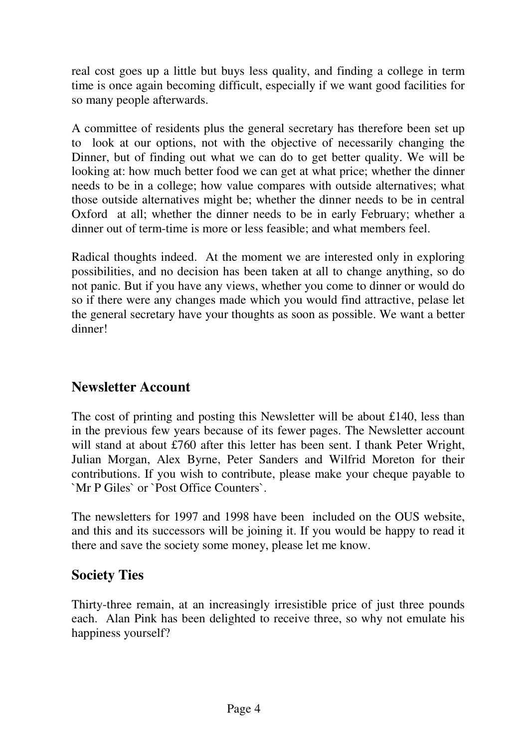real cost goes up a little but buys less quality, and finding a college in term time is once again becoming difficult, especially if we want good facilities for so many people afterwards.

A committee of residents plus the general secretary has therefore been set up to look at our options, not with the objective of necessarily changing the Dinner, but of finding out what we can do to get better quality. We will be looking at: how much better food we can get at what price; whether the dinner needs to be in a college; how value compares with outside alternatives; what those outside alternatives might be; whether the dinner needs to be in central Oxford at all; whether the dinner needs to be in early February; whether a dinner out of term-time is more or less feasible; and what members feel.

Radical thoughts indeed. At the moment we are interested only in exploring possibilities, and no decision has been taken at all to change anything, so do not panic. But if you have any views, whether you come to dinner or would do so if there were any changes made which you would find attractive, pelase let the general secretary have your thoughts as soon as possible. We want a better dinner!

## Newsletter Account

The cost of printing and posting this Newsletter will be about £140, less than in the previous few years because of its fewer pages. The Newsletter account will stand at about £760 after this letter has been sent. I thank Peter Wright, Julian Morgan, Alex Byrne, Peter Sanders and Wilfrid Moreton for their contributions. If you wish to contribute, please make your cheque payable to `Mr P Giles` or `Post Office Counters`.

The newsletters for 1997 and 1998 have been included on the OUS website, and this and its successors will be joining it. If you would be happy to read it there and save the society some money, please let me know.

## Society Ties

Thirty-three remain, at an increasingly irresistible price of just three pounds each. Alan Pink has been delighted to receive three, so why not emulate his happiness yourself?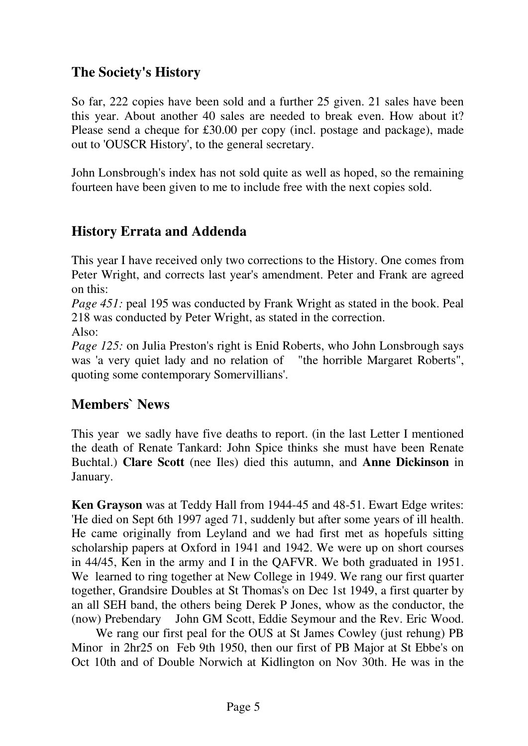## The Society's History

So far, 222 copies have been sold and a further 25 given. 21 sales have been this year. About another 40 sales are needed to break even. How about it? Please send a cheque for £30.00 per copy (incl. postage and package), made out to 'OUSCR History', to the general secretary.

John Lonsbrough's index has not sold quite as well as hoped, so the remaining fourteen have been given to me to include free with the next copies sold.

## History Errata and Addenda

This year I have received only two corrections to the History. One comes from Peter Wright, and corrects last year's amendment. Peter and Frank are agreed on this:

*Page 451:* peal 195 was conducted by Frank Wright as stated in the book. Peal 218 was conducted by Peter Wright, as stated in the correction.

Also:

*Page 125:* on Julia Preston's right is Enid Roberts, who John Lonsbrough says was 'a very quiet lady and no relation of "the horrible Margaret Roberts", quoting some contemporary Somervillians'.

## Members` News

This year we sadly have five deaths to report. (in the last Letter I mentioned the death of Renate Tankard: John Spice thinks she must have been Renate Buchtal.) **Clare Scott** (nee Iles) died this autumn, and **Anne Dickinson** in January.

**Ken Grayson** was at Teddy Hall from 1944-45 and 48-51. Ewart Edge writes: 'He died on Sept 6th 1997 aged 71, suddenly but after some years of ill health. He came originally from Leyland and we had first met as hopefuls sitting scholarship papers at Oxford in 1941 and 1942. We were up on short courses in 44/45, Ken in the army and I in the QAFVR. We both graduated in 1951. We learned to ring together at New College in 1949. We rang our first quarter together, Grandsire Doubles at St Thomas's on Dec 1st 1949, a first quarter by an all SEH band, the others being Derek P Jones, whow as the conductor, the (now) Prebendary John GM Scott, Eddie Seymour and the Rev. Eric Wood.

We rang our first peal for the OUS at St James Cowley (just rehung) PB Minor in 2hr25 on Feb 9th 1950, then our first of PB Major at St Ebbe's on Oct 10th and of Double Norwich at Kidlington on Nov 30th. He was in the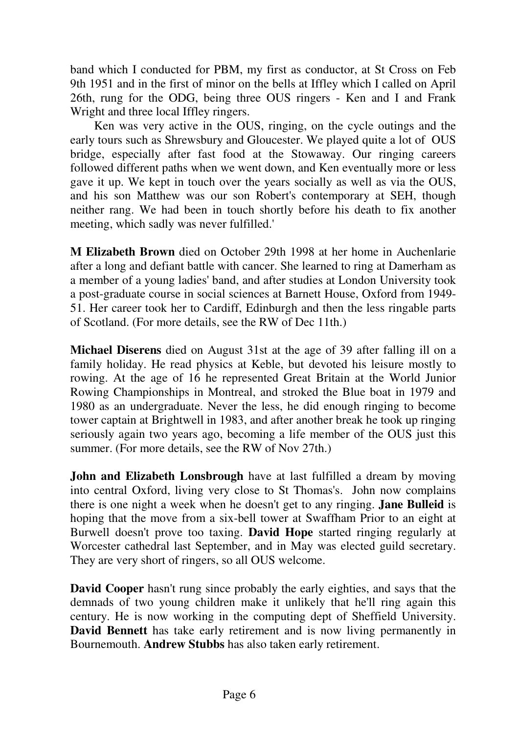band which I conducted for PBM, my first as conductor, at St Cross on Feb 9th 1951 and in the first of minor on the bells at Iffley which I called on April 26th, rung for the ODG, being three OUS ringers - Ken and I and Frank Wright and three local Iffley ringers.

Ken was very active in the OUS, ringing, on the cycle outings and the early tours such as Shrewsbury and Gloucester. We played quite a lot of OUS bridge, especially after fast food at the Stowaway. Our ringing careers followed different paths when we went down, and Ken eventually more or less gave it up. We kept in touch over the years socially as well as via the OUS, and his son Matthew was our son Robert's contemporary at SEH, though neither rang. We had been in touch shortly before his death to fix another meeting, which sadly was never fulfilled.'

**M Elizabeth Brown** died on October 29th 1998 at her home in Auchenlarie after a long and defiant battle with cancer. She learned to ring at Damerham as a member of a young ladies' band, and after studies at London University took a post-graduate course in social sciences at Barnett House, Oxford from 1949-51. Her career took her to Cardiff, Edinburgh and then the less ringable parts of Scotland. (For more details, see the RW of Dec 11th.)

**Michael Diserens** died on August 31st at the age of 39 after falling ill on a family holiday. He read physics at Keble, but devoted his leisure mostly to rowing. At the age of 16 he represented Great Britain at the World Junior Rowing Championships in Montreal, and stroked the Blue boat in 1979 and 1980 as an undergraduate. Never the less, he did enough ringing to become tower captain at Brightwell in 1983, and after another break he took up ringing seriously again two years ago, becoming a life member of the OUS just this summer. (For more details, see the RW of Nov 27th.)

**John and Elizabeth Lonsbrough** have at last fulfilled a dream by moving into central Oxford, living very close to St Thomas's. John now complains there is one night a week when he doesn't get to any ringing. **Jane Bulleid** is hoping that the move from a six-bell tower at Swaffham Prior to an eight at Burwell doesn't prove too taxing. **David Hope** started ringing regularly at Worcester cathedral last September, and in May was elected guild secretary. They are very short of ringers, so all OUS welcome.

**David Cooper** hasn't rung since probably the early eighties, and says that the demnads of two young children make it unlikely that he'll ring again this century. He is now working in the computing dept of Sheffield University. **David Bennett** has take early retirement and is now living permanently in Bournemouth. **Andrew Stubbs** has also taken early retirement.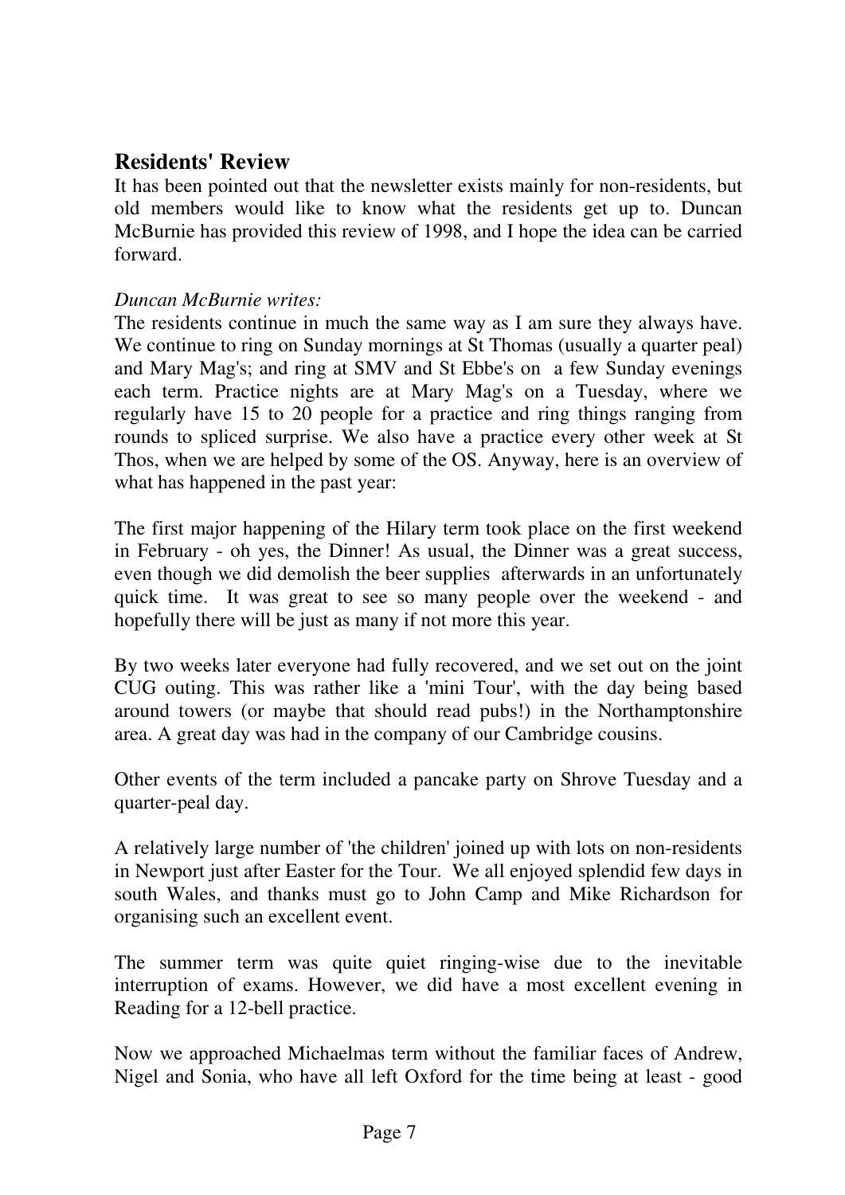## Residents' Review

It has been pointed out that the newsletter exists mainly for non-residents, but old members would like to know what the residents get up to. Duncan McBurnie has provided this review of 1998, and I hope the idea can be carried forward.

*Duncan McBurnie writes:*

The residents continue in much the same way as I am sure they always have. We continue to ring on Sunday mornings at St Thomas (usually a quarter peal) and Mary Mag's; and ring at SMV and St Ebbe's on a few Sunday evenings each term. Practice nights are at Mary Mag's on a Tuesday, where we regularly have 15 to 20 people for a practice and ring things ranging from rounds to spliced surprise. We also have a practice every other week at St Thos, when we are helped by some of the OS. Anyway, here is an overview of what has happened in the past year:

The first major happening of the Hilary term took place on the first weekend in February - oh yes, the Dinner! As usual, the Dinner was a great success, even though we did demolish the beer supplies afterwards in an unfortunately quick time. It was great to see so many people over the weekend - and hopefully there will be just as many if not more this year.

By two weeks later everyone had fully recovered, and we set out on the joint CUG outing. This was rather like a 'mini Tour', with the day being based around towers (or maybe that should read pubs!) in the Northamptonshire area. A great day was had in the company of our Cambridge cousins.

Other events of the term included a pancake party on Shrove Tuesday and a quarter-peal day.

A relatively large number of 'the children' joined up with lots on non-residents in Newport just after Easter for the Tour. We all enjoyed splendid few days in south Wales, and thanks must go to John Camp and Mike Richardson for organising such an excellent event.

The summer term was quite quiet ringing-wise due to the inevitable interruption of exams. However, we did have a most excellent evening in Reading for a 12-bell practice.

Now we approached Michaelmas term without the familiar faces of Andrew, Nigel and Sonia, who have all left Oxford for the time being at least - good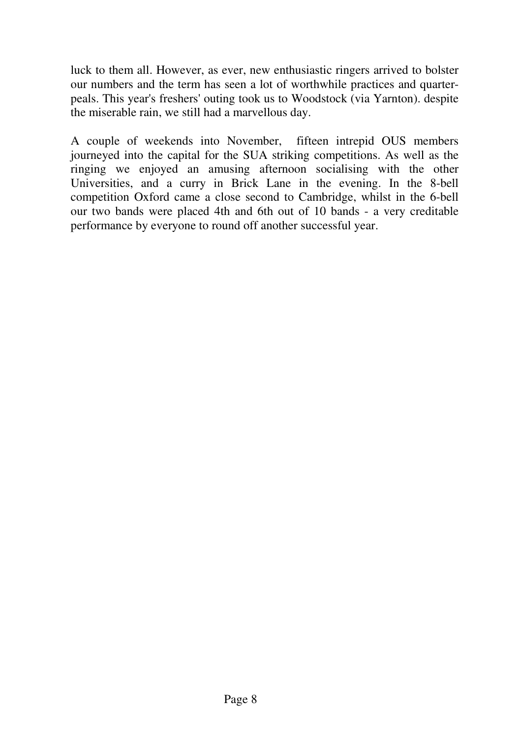luck to them all. However, as ever, new enthusiastic ringers arrived to bolster our numbers and the term has seen a lot of worthwhile practices and quarter-peals. This year's freshers' outing took us to Woodstock (via Yarnton). despite the miserable rain, we still had a marvellous day.

A couple of weekends into November, fifteen intrepid OUS members journeyed into the capital for the SUA striking competitions. As well as the ringing we enjoyed an amusing afternoon socialising with the other Universities, and a curry in Brick Lane in the evening. In the 8-bell competition Oxford came a close second to Cambridge, whilst in the 6-bell our two bands were placed 4th and 6th out of 10 bands - a very creditable performance by everyone to round off another successful year.